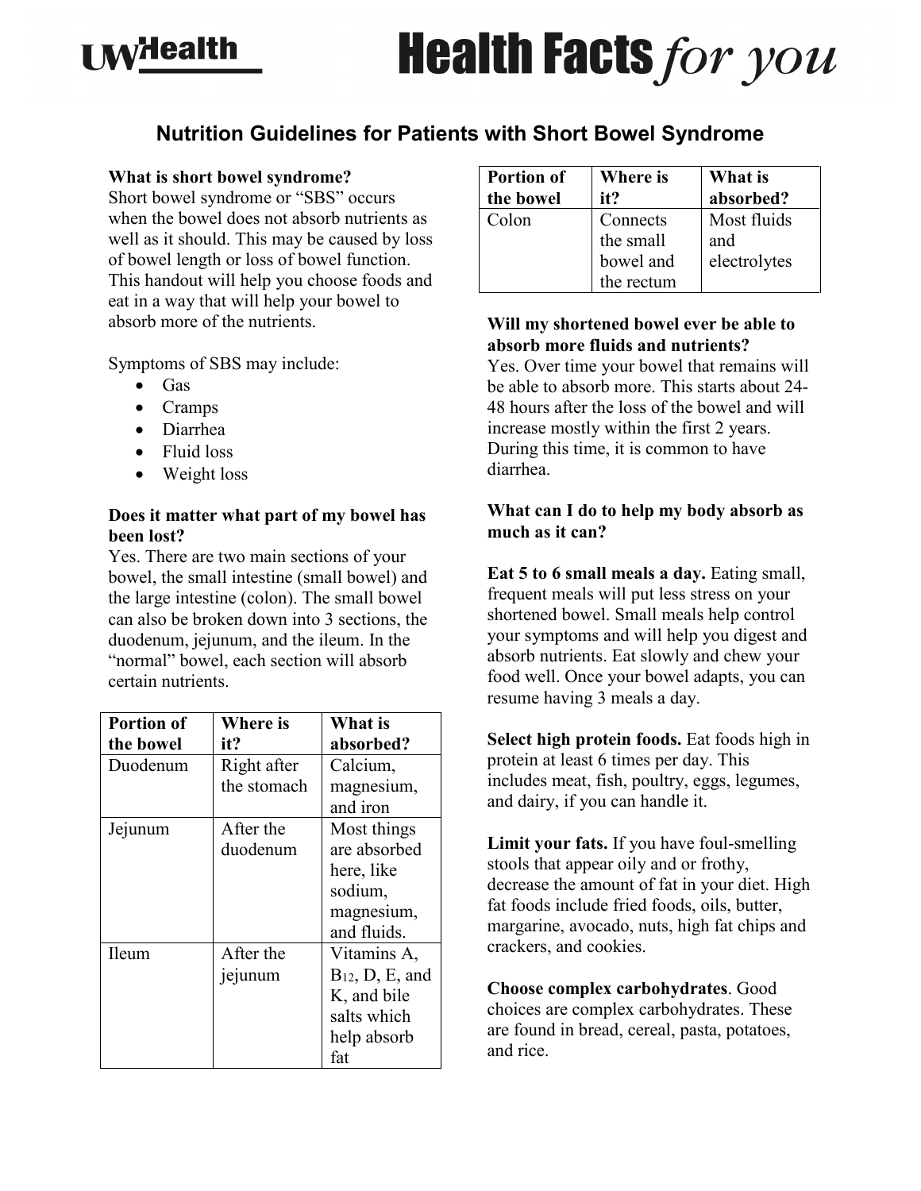# Nutrition Guidelines for Patients with Short Bowel Syndrome

**What is short bowel syndrome?**
Short bowel syndrome or "SBS" occurs when the bowel does not absorb nutrients as well as it should. This may be caused by loss of bowel length or loss of bowel function. This handout will help you choose foods and eat in a way that will help your bowel to absorb more of the nutrients.

Symptoms of SBS may include:

- Gas
- Cramps
- Diarrhea
- Fluid loss
- Weight loss

**Does it matter what part of my bowel has been lost?**
Yes. There are two main sections of your bowel, the small intestine (small bowel) and the large intestine (colon). The small bowel can also be broken down into 3 sections, the duodenum, jejunum, and the ileum. In the "normal" bowel, each section will absorb certain nutrients.

| Portion of the bowel | Where is it? | What is absorbed? |
|---|---|---|
| Duodenum | Right after the stomach | Calcium, magnesium, and iron |
| Jejunum | After the duodenum | Most things are absorbed here, like sodium, magnesium, and fluids. |
| Ileum | After the jejunum | Vitamins A, $B_{12}$, D, E, and K, and bile salts which help absorb fat |
| Colon | Connects the small bowel and the rectum | Most fluids and electrolytes |

**Will my shortened bowel ever be able to absorb more fluids and nutrients?**
Yes. Over time your bowel that remains will be able to absorb more. This starts about 24-48 hours after the loss of the bowel and will increase mostly within the first 2 years. During this time, it is common to have diarrhea.

**What can I do to help my body absorb as much as it can?**

**Eat 5 to 6 small meals a day.** Eating small, frequent meals will put less stress on your shortened bowel. Small meals help control your symptoms and will help you digest and absorb nutrients. Eat slowly and chew your food well. Once your bowel adapts, you can resume having 3 meals a day.

**Select high protein foods.** Eat foods high in protein at least 6 times per day. This includes meat, fish, poultry, eggs, legumes, and dairy, if you can handle it.

**Limit your fats.** If you have foul-smelling stools that appear oily and or frothy, decrease the amount of fat in your diet. High fat foods include fried foods, oils, butter, margarine, avocado, nuts, high fat chips and crackers, and cookies.

**Choose complex carbohydrates**. Good choices are complex carbohydrates. These are found in bread, cereal, pasta, potatoes, and rice.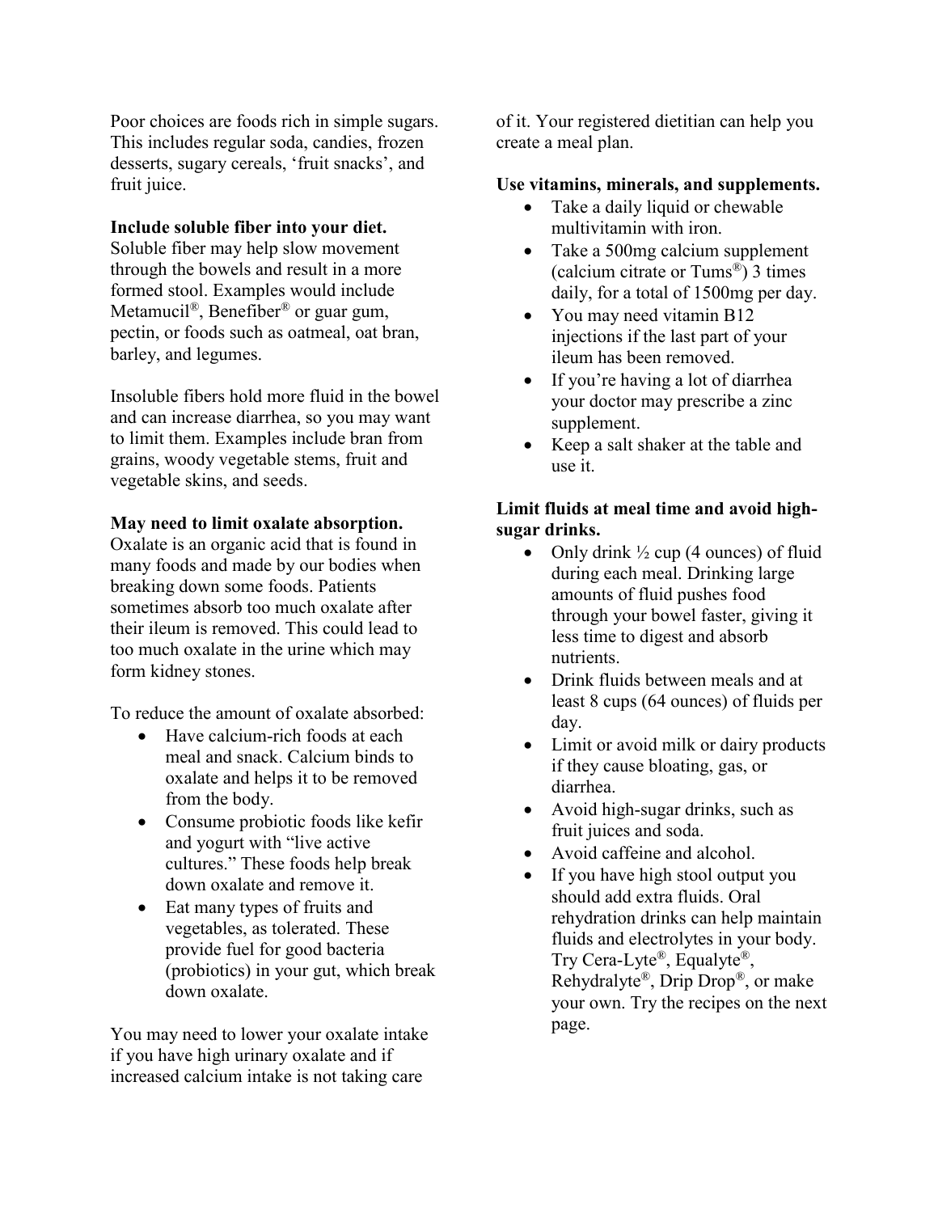Poor choices are foods rich in simple sugars. This includes regular soda, candies, frozen desserts, sugary cereals, 'fruit snacks', and fruit juice.

**Include soluble fiber into your diet.**
Soluble fiber may help slow movement through the bowels and result in a more formed stool. Examples would include Metamucil®, Benefiber® or guar gum, pectin, or foods such as oatmeal, oat bran, barley, and legumes.

Insoluble fibers hold more fluid in the bowel and can increase diarrhea, so you may want to limit them. Examples include bran from grains, woody vegetable stems, fruit and vegetable skins, and seeds.

**May need to limit oxalate absorption.**
Oxalate is an organic acid that is found in many foods and made by our bodies when breaking down some foods. Patients sometimes absorb too much oxalate after their ileum is removed. This could lead to too much oxalate in the urine which may form kidney stones.

To reduce the amount of oxalate absorbed:

- Have calcium-rich foods at each meal and snack. Calcium binds to oxalate and helps it to be removed from the body.
- Consume probiotic foods like kefir and yogurt with "live active cultures." These foods help break down oxalate and remove it.
- Eat many types of fruits and vegetables, as tolerated. These provide fuel for good bacteria (probiotics) in your gut, which break down oxalate.

You may need to lower your oxalate intake if you have high urinary oxalate and if increased calcium intake is not taking care of it. Your registered dietitian can help you create a meal plan.

**Use vitamins, minerals, and supplements.**

- Take a daily liquid or chewable multivitamin with iron.
- Take a 500mg calcium supplement (calcium citrate or Tums®) 3 times daily, for a total of 1500mg per day.
- You may need vitamin B12 injections if the last part of your ileum has been removed.
- If you're having a lot of diarrhea your doctor may prescribe a zinc supplement.
- Keep a salt shaker at the table and use it.

**Limit fluids at meal time and avoid high-sugar drinks.**

- Only drink ½ cup (4 ounces) of fluid during each meal. Drinking large amounts of fluid pushes food through your bowel faster, giving it less time to digest and absorb nutrients.
- Drink fluids between meals and at least 8 cups (64 ounces) of fluids per day.
- Limit or avoid milk or dairy products if they cause bloating, gas, or diarrhea.
- Avoid high-sugar drinks, such as fruit juices and soda.
- Avoid caffeine and alcohol.
- If you have high stool output you should add extra fluids. Oral rehydration drinks can help maintain fluids and electrolytes in your body. Try Cera-Lyte®, Equalyte®, Rehydralyte®, Drip Drop®, or make your own. Try the recipes on the next page.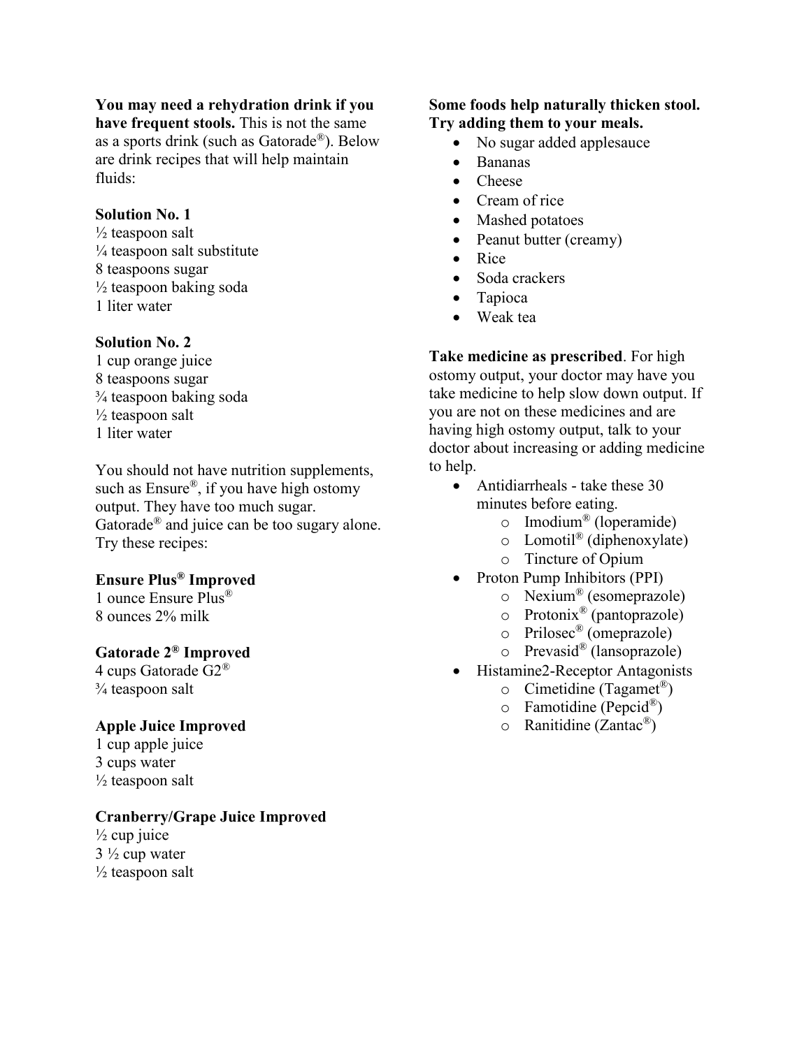**You may need a rehydration drink if you have frequent stools.** This is not the same as a sports drink (such as Gatorade®). Below are drink recipes that will help maintain fluids:

**Solution No. 1**
½ teaspoon salt
¼ teaspoon salt substitute
8 teaspoons sugar
½ teaspoon baking soda
1 liter water

**Solution No. 2**
1 cup orange juice
8 teaspoons sugar
¾ teaspoon baking soda
½ teaspoon salt
1 liter water

You should not have nutrition supplements, such as Ensure®, if you have high ostomy output. They have too much sugar. Gatorade® and juice can be too sugary alone. Try these recipes:

**Ensure Plus® Improved**
1 ounce Ensure Plus®
8 ounces 2% milk

**Gatorade 2® Improved**
4 cups Gatorade G2®
¾ teaspoon salt

**Apple Juice Improved**
1 cup apple juice
3 cups water
½ teaspoon salt

**Cranberry/Grape Juice Improved**
½ cup juice
3 ½ cup water
½ teaspoon salt

**Some foods help naturally thicken stool. Try adding them to your meals.**

- No sugar added applesauce
- Bananas
- Cheese
- Cream of rice
- Mashed potatoes
- Peanut butter (creamy)
- Rice
- Soda crackers
- Tapioca
- Weak tea

**Take medicine as prescribed**. For high ostomy output, your doctor may have you take medicine to help slow down output. If you are not on these medicines and are having high ostomy output, talk to your doctor about increasing or adding medicine to help.

- Antidiarrheals - take these 30 minutes before eating.
  - Imodium® (loperamide)
  - Lomotil® (diphenoxylate)
  - Tincture of Opium
- Proton Pump Inhibitors (PPI)
  - Nexium® (esomeprazole)
  - Protonix® (pantoprazole)
  - Prilosec® (omeprazole)
  - Prevasid® (lansoprazole)
- Histamine2-Receptor Antagonists
  - Cimetidine (Tagamet®)
  - Famotidine (Pepcid®)
  - Ranitidine (Zantac®)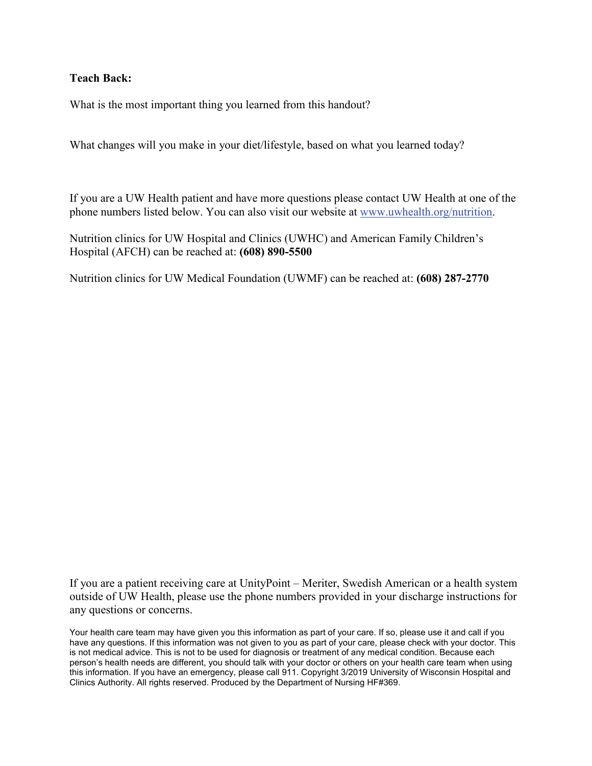**Teach Back:**

What is the most important thing you learned from this handout?

What changes will you make in your diet/lifestyle, based on what you learned today?

If you are a UW Health patient and have more questions please contact UW Health at one of the phone numbers listed below. You can also visit our website at www.uwhealth.org/nutrition.

Nutrition clinics for UW Hospital and Clinics (UWHC) and American Family Children's Hospital (AFCH) can be reached at: **(608) 890-5500**

Nutrition clinics for UW Medical Foundation (UWMF) can be reached at: **(608) 287-2770**

If you are a patient receiving care at UnityPoint – Meriter, Swedish American or a health system outside of UW Health, please use the phone numbers provided in your discharge instructions for any questions or concerns.

Your health care team may have given you this information as part of your care. If so, please use it and call if you have any questions. If this information was not given to you as part of your care, please check with your doctor. This is not medical advice. This is not to be used for diagnosis or treatment of any medical condition. Because each person's health needs are different, you should talk with your doctor or others on your health care team when using this information. If you have an emergency, please call 911. Copyright 3/2019 University of Wisconsin Hospital and Clinics Authority. All rights reserved. Produced by the Department of Nursing HF#369.